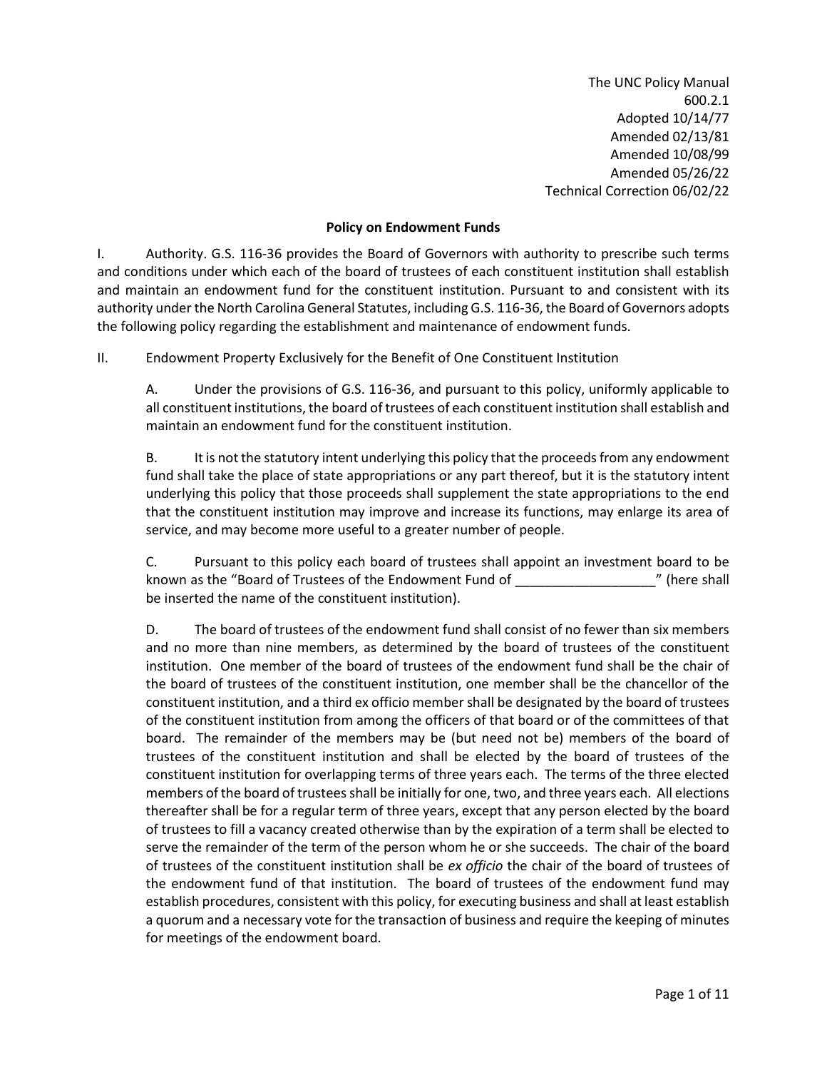The UNC Policy Manual
600.2.1
Adopted 10/14/77
Amended 02/13/81
Amended 10/08/99
Amended 05/26/22
Technical Correction 06/02/22

**Policy on Endowment Funds**

I. Authority. G.S. 116-36 provides the Board of Governors with authority to prescribe such terms and conditions under which each of the board of trustees of each constituent institution shall establish and maintain an endowment fund for the constituent institution. Pursuant to and consistent with its authority under the North Carolina General Statutes, including G.S. 116-36, the Board of Governors adopts the following policy regarding the establishment and maintenance of endowment funds.

II. Endowment Property Exclusively for the Benefit of One Constituent Institution

A. Under the provisions of G.S. 116-36, and pursuant to this policy, uniformly applicable to all constituent institutions, the board of trustees of each constituent institution shall establish and maintain an endowment fund for the constituent institution.

B. It is not the statutory intent underlying this policy that the proceeds from any endowment fund shall take the place of state appropriations or any part thereof, but it is the statutory intent underlying this policy that those proceeds shall supplement the state appropriations to the end that the constituent institution may improve and increase its functions, may enlarge its area of service, and may become more useful to a greater number of people.

C. Pursuant to this policy each board of trustees shall appoint an investment board to be known as the "Board of Trustees of the Endowment Fund of ___________________" (here shall be inserted the name of the constituent institution).

D. The board of trustees of the endowment fund shall consist of no fewer than six members and no more than nine members, as determined by the board of trustees of the constituent institution. One member of the board of trustees of the endowment fund shall be the chair of the board of trustees of the constituent institution, one member shall be the chancellor of the constituent institution, and a third ex officio member shall be designated by the board of trustees of the constituent institution from among the officers of that board or of the committees of that board. The remainder of the members may be (but need not be) members of the board of trustees of the constituent institution and shall be elected by the board of trustees of the constituent institution for overlapping terms of three years each. The terms of the three elected members of the board of trustees shall be initially for one, two, and three years each. All elections thereafter shall be for a regular term of three years, except that any person elected by the board of trustees to fill a vacancy created otherwise than by the expiration of a term shall be elected to serve the remainder of the term of the person whom he or she succeeds. The chair of the board of trustees of the constituent institution shall be *ex officio* the chair of the board of trustees of the endowment fund of that institution. The board of trustees of the endowment fund may establish procedures, consistent with this policy, for executing business and shall at least establish a quorum and a necessary vote for the transaction of business and require the keeping of minutes for meetings of the endowment board.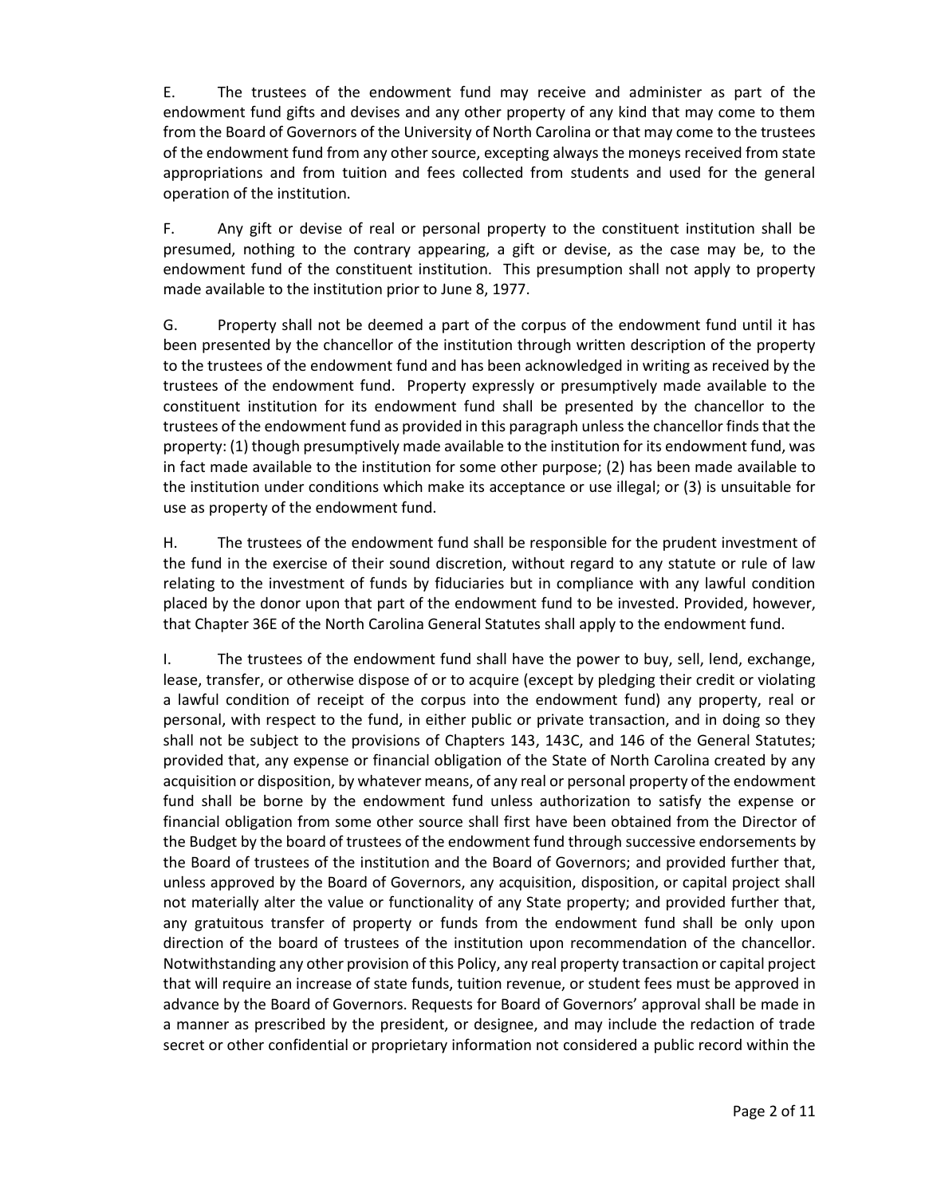E. The trustees of the endowment fund may receive and administer as part of the endowment fund gifts and devises and any other property of any kind that may come to them from the Board of Governors of the University of North Carolina or that may come to the trustees of the endowment fund from any other source, excepting always the moneys received from state appropriations and from tuition and fees collected from students and used for the general operation of the institution.

F. Any gift or devise of real or personal property to the constituent institution shall be presumed, nothing to the contrary appearing, a gift or devise, as the case may be, to the endowment fund of the constituent institution. This presumption shall not apply to property made available to the institution prior to June 8, 1977.

G. Property shall not be deemed a part of the corpus of the endowment fund until it has been presented by the chancellor of the institution through written description of the property to the trustees of the endowment fund and has been acknowledged in writing as received by the trustees of the endowment fund. Property expressly or presumptively made available to the constituent institution for its endowment fund shall be presented by the chancellor to the trustees of the endowment fund as provided in this paragraph unless the chancellor finds that the property: (1) though presumptively made available to the institution for its endowment fund, was in fact made available to the institution for some other purpose; (2) has been made available to the institution under conditions which make its acceptance or use illegal; or (3) is unsuitable for use as property of the endowment fund.

H. The trustees of the endowment fund shall be responsible for the prudent investment of the fund in the exercise of their sound discretion, without regard to any statute or rule of law relating to the investment of funds by fiduciaries but in compliance with any lawful condition placed by the donor upon that part of the endowment fund to be invested. Provided, however, that Chapter 36E of the North Carolina General Statutes shall apply to the endowment fund.

I. The trustees of the endowment fund shall have the power to buy, sell, lend, exchange, lease, transfer, or otherwise dispose of or to acquire (except by pledging their credit or violating a lawful condition of receipt of the corpus into the endowment fund) any property, real or personal, with respect to the fund, in either public or private transaction, and in doing so they shall not be subject to the provisions of Chapters 143, 143C, and 146 of the General Statutes; provided that, any expense or financial obligation of the State of North Carolina created by any acquisition or disposition, by whatever means, of any real or personal property of the endowment fund shall be borne by the endowment fund unless authorization to satisfy the expense or financial obligation from some other source shall first have been obtained from the Director of the Budget by the board of trustees of the endowment fund through successive endorsements by the Board of trustees of the institution and the Board of Governors; and provided further that, unless approved by the Board of Governors, any acquisition, disposition, or capital project shall not materially alter the value or functionality of any State property; and provided further that, any gratuitous transfer of property or funds from the endowment fund shall be only upon direction of the board of trustees of the institution upon recommendation of the chancellor. Notwithstanding any other provision of this Policy, any real property transaction or capital project that will require an increase of state funds, tuition revenue, or student fees must be approved in advance by the Board of Governors. Requests for Board of Governors' approval shall be made in a manner as prescribed by the president, or designee, and may include the redaction of trade secret or other confidential or proprietary information not considered a public record within the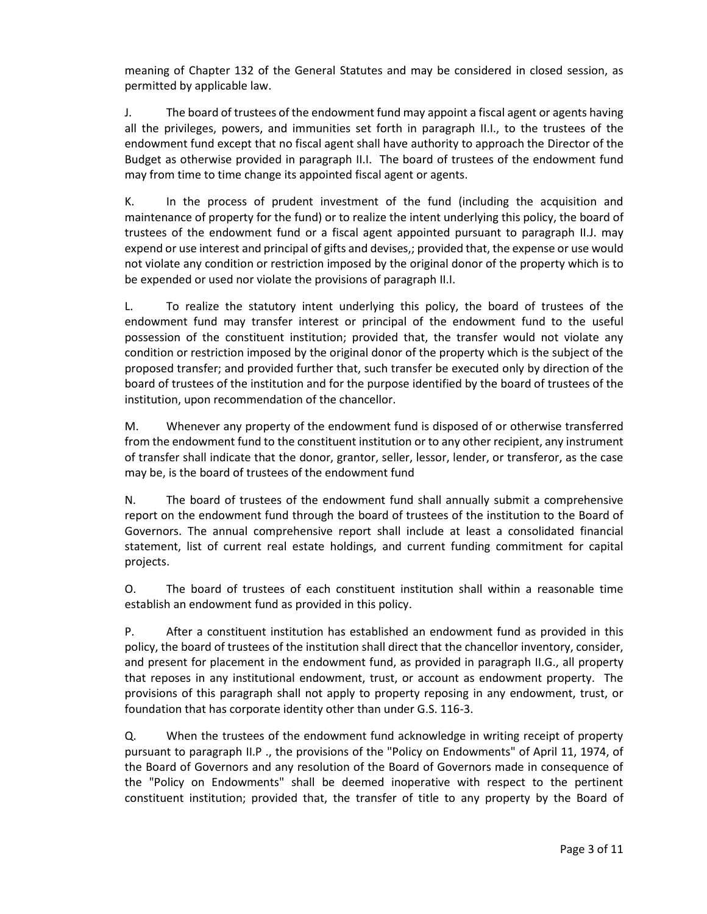meaning of Chapter 132 of the General Statutes and may be considered in closed session, as permitted by applicable law.

J. The board of trustees of the endowment fund may appoint a fiscal agent or agents having all the privileges, powers, and immunities set forth in paragraph II.I., to the trustees of the endowment fund except that no fiscal agent shall have authority to approach the Director of the Budget as otherwise provided in paragraph II.I. The board of trustees of the endowment fund may from time to time change its appointed fiscal agent or agents.

K. In the process of prudent investment of the fund (including the acquisition and maintenance of property for the fund) or to realize the intent underlying this policy, the board of trustees of the endowment fund or a fiscal agent appointed pursuant to paragraph II.J. may expend or use interest and principal of gifts and devises,; provided that, the expense or use would not violate any condition or restriction imposed by the original donor of the property which is to be expended or used nor violate the provisions of paragraph II.I.

L. To realize the statutory intent underlying this policy, the board of trustees of the endowment fund may transfer interest or principal of the endowment fund to the useful possession of the constituent institution; provided that, the transfer would not violate any condition or restriction imposed by the original donor of the property which is the subject of the proposed transfer; and provided further that, such transfer be executed only by direction of the board of trustees of the institution and for the purpose identified by the board of trustees of the institution, upon recommendation of the chancellor.

M. Whenever any property of the endowment fund is disposed of or otherwise transferred from the endowment fund to the constituent institution or to any other recipient, any instrument of transfer shall indicate that the donor, grantor, seller, lessor, lender, or transferor, as the case may be, is the board of trustees of the endowment fund

N. The board of trustees of the endowment fund shall annually submit a comprehensive report on the endowment fund through the board of trustees of the institution to the Board of Governors. The annual comprehensive report shall include at least a consolidated financial statement, list of current real estate holdings, and current funding commitment for capital projects.

O. The board of trustees of each constituent institution shall within a reasonable time establish an endowment fund as provided in this policy.

P. After a constituent institution has established an endowment fund as provided in this policy, the board of trustees of the institution shall direct that the chancellor inventory, consider, and present for placement in the endowment fund, as provided in paragraph II.G., all property that reposes in any institutional endowment, trust, or account as endowment property. The provisions of this paragraph shall not apply to property reposing in any endowment, trust, or foundation that has corporate identity other than under G.S. 116-3.

Q. When the trustees of the endowment fund acknowledge in writing receipt of property pursuant to paragraph II.P ., the provisions of the "Policy on Endowments" of April 11, 1974, of the Board of Governors and any resolution of the Board of Governors made in consequence of the "Policy on Endowments" shall be deemed inoperative with respect to the pertinent constituent institution; provided that, the transfer of title to any property by the Board of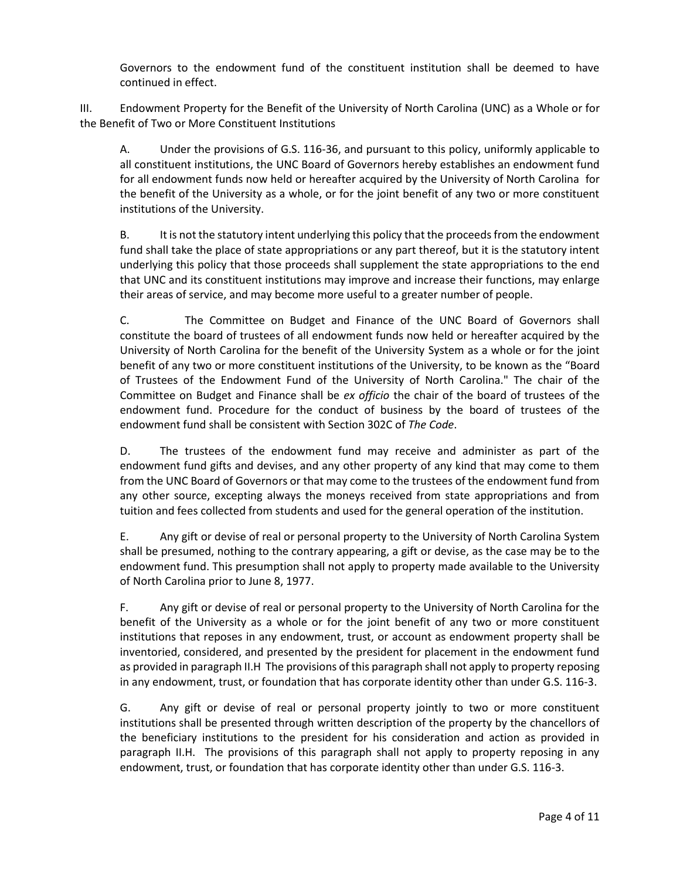Governors to the endowment fund of the constituent institution shall be deemed to have continued in effect.

III. Endowment Property for the Benefit of the University of North Carolina (UNC) as a Whole or for the Benefit of Two or More Constituent Institutions

A. Under the provisions of G.S. 116-36, and pursuant to this policy, uniformly applicable to all constituent institutions, the UNC Board of Governors hereby establishes an endowment fund for all endowment funds now held or hereafter acquired by the University of North Carolina for the benefit of the University as a whole, or for the joint benefit of any two or more constituent institutions of the University.

B. It is not the statutory intent underlying this policy that the proceeds from the endowment fund shall take the place of state appropriations or any part thereof, but it is the statutory intent underlying this policy that those proceeds shall supplement the state appropriations to the end that UNC and its constituent institutions may improve and increase their functions, may enlarge their areas of service, and may become more useful to a greater number of people.

C. The Committee on Budget and Finance of the UNC Board of Governors shall constitute the board of trustees of all endowment funds now held or hereafter acquired by the University of North Carolina for the benefit of the University System as a whole or for the joint benefit of any two or more constituent institutions of the University, to be known as the "Board of Trustees of the Endowment Fund of the University of North Carolina." The chair of the Committee on Budget and Finance shall be *ex officio* the chair of the board of trustees of the endowment fund. Procedure for the conduct of business by the board of trustees of the endowment fund shall be consistent with Section 302C of *The Code*.

D. The trustees of the endowment fund may receive and administer as part of the endowment fund gifts and devises, and any other property of any kind that may come to them from the UNC Board of Governors or that may come to the trustees of the endowment fund from any other source, excepting always the moneys received from state appropriations and from tuition and fees collected from students and used for the general operation of the institution.

E. Any gift or devise of real or personal property to the University of North Carolina System shall be presumed, nothing to the contrary appearing, a gift or devise, as the case may be to the endowment fund. This presumption shall not apply to property made available to the University of North Carolina prior to June 8, 1977.

F. Any gift or devise of real or personal property to the University of North Carolina for the benefit of the University as a whole or for the joint benefit of any two or more constituent institutions that reposes in any endowment, trust, or account as endowment property shall be inventoried, considered, and presented by the president for placement in the endowment fund as provided in paragraph II.H The provisions of this paragraph shall not apply to property reposing in any endowment, trust, or foundation that has corporate identity other than under G.S. 116-3.

G. Any gift or devise of real or personal property jointly to two or more constituent institutions shall be presented through written description of the property by the chancellors of the beneficiary institutions to the president for his consideration and action as provided in paragraph II.H. The provisions of this paragraph shall not apply to property reposing in any endowment, trust, or foundation that has corporate identity other than under G.S. 116-3.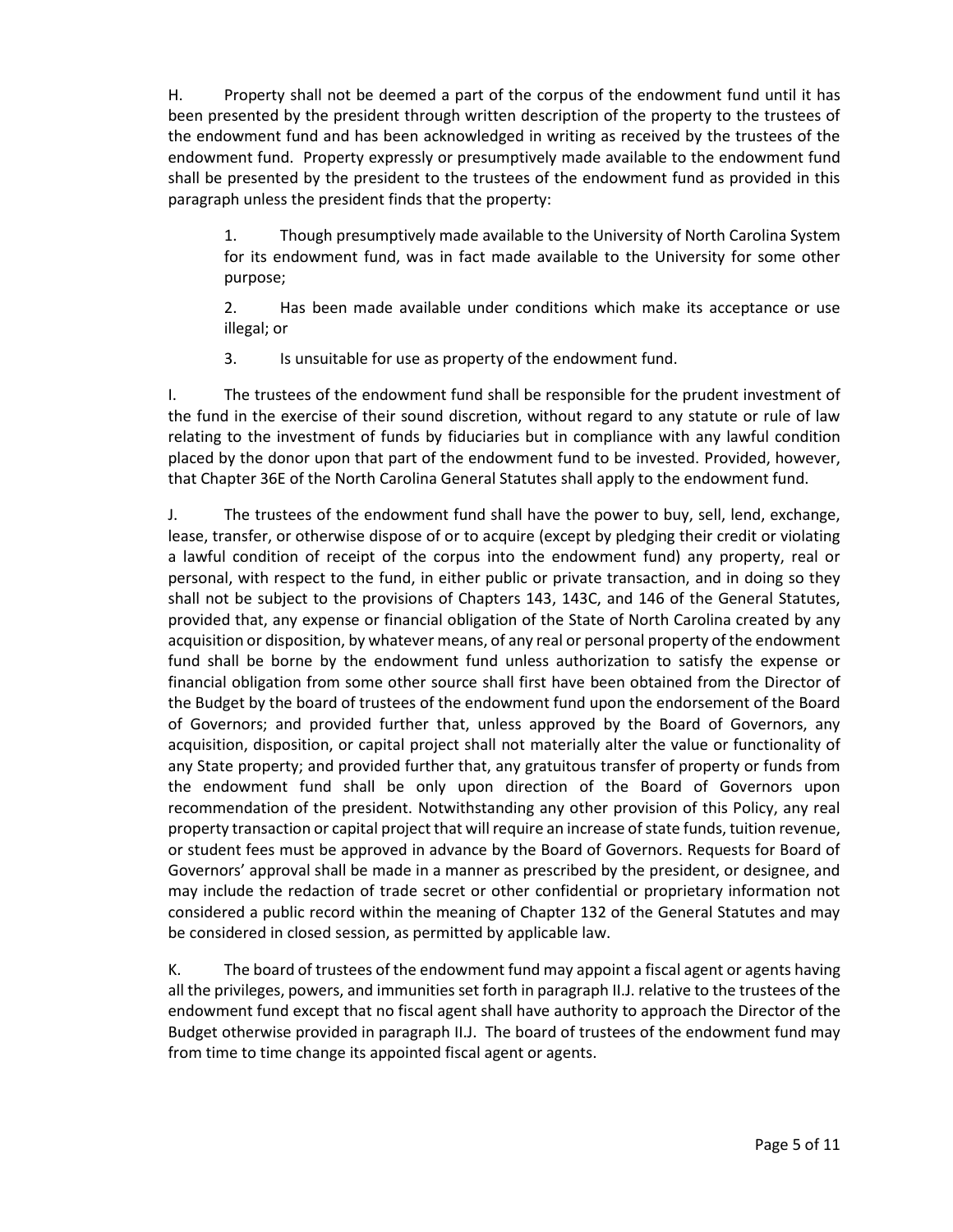H. Property shall not be deemed a part of the corpus of the endowment fund until it has been presented by the president through written description of the property to the trustees of the endowment fund and has been acknowledged in writing as received by the trustees of the endowment fund. Property expressly or presumptively made available to the endowment fund shall be presented by the president to the trustees of the endowment fund as provided in this paragraph unless the president finds that the property:

1. Though presumptively made available to the University of North Carolina System for its endowment fund, was in fact made available to the University for some other purpose;

2. Has been made available under conditions which make its acceptance or use illegal; or

3. Is unsuitable for use as property of the endowment fund.

I. The trustees of the endowment fund shall be responsible for the prudent investment of the fund in the exercise of their sound discretion, without regard to any statute or rule of law relating to the investment of funds by fiduciaries but in compliance with any lawful condition placed by the donor upon that part of the endowment fund to be invested. Provided, however, that Chapter 36E of the North Carolina General Statutes shall apply to the endowment fund.

J. The trustees of the endowment fund shall have the power to buy, sell, lend, exchange, lease, transfer, or otherwise dispose of or to acquire (except by pledging their credit or violating a lawful condition of receipt of the corpus into the endowment fund) any property, real or personal, with respect to the fund, in either public or private transaction, and in doing so they shall not be subject to the provisions of Chapters 143, 143C, and 146 of the General Statutes, provided that, any expense or financial obligation of the State of North Carolina created by any acquisition or disposition, by whatever means, of any real or personal property of the endowment fund shall be borne by the endowment fund unless authorization to satisfy the expense or financial obligation from some other source shall first have been obtained from the Director of the Budget by the board of trustees of the endowment fund upon the endorsement of the Board of Governors; and provided further that, unless approved by the Board of Governors, any acquisition, disposition, or capital project shall not materially alter the value or functionality of any State property; and provided further that, any gratuitous transfer of property or funds from the endowment fund shall be only upon direction of the Board of Governors upon recommendation of the president. Notwithstanding any other provision of this Policy, any real property transaction or capital project that will require an increase of state funds, tuition revenue, or student fees must be approved in advance by the Board of Governors. Requests for Board of Governors' approval shall be made in a manner as prescribed by the president, or designee, and may include the redaction of trade secret or other confidential or proprietary information not considered a public record within the meaning of Chapter 132 of the General Statutes and may be considered in closed session, as permitted by applicable law.

K. The board of trustees of the endowment fund may appoint a fiscal agent or agents having all the privileges, powers, and immunities set forth in paragraph II.J. relative to the trustees of the endowment fund except that no fiscal agent shall have authority to approach the Director of the Budget otherwise provided in paragraph II.J. The board of trustees of the endowment fund may from time to time change its appointed fiscal agent or agents.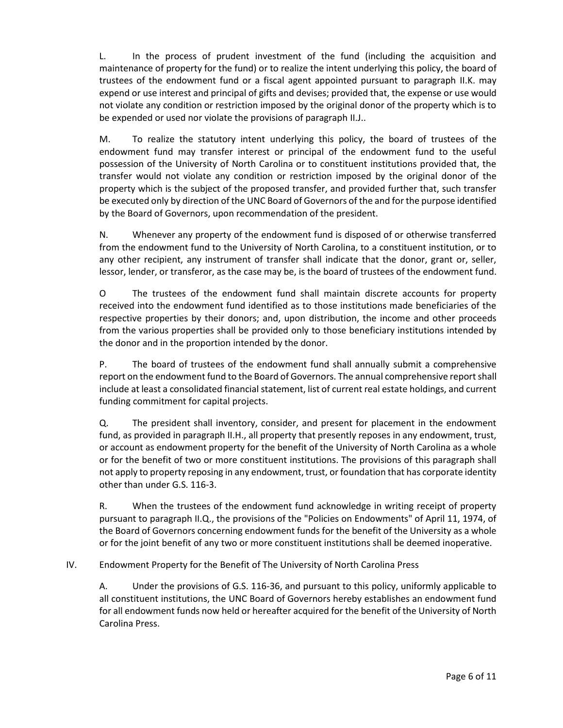L. In the process of prudent investment of the fund (including the acquisition and maintenance of property for the fund) or to realize the intent underlying this policy, the board of trustees of the endowment fund or a fiscal agent appointed pursuant to paragraph II.K. may expend or use interest and principal of gifts and devises; provided that, the expense or use would not violate any condition or restriction imposed by the original donor of the property which is to be expended or used nor violate the provisions of paragraph II.J..

M. To realize the statutory intent underlying this policy, the board of trustees of the endowment fund may transfer interest or principal of the endowment fund to the useful possession of the University of North Carolina or to constituent institutions provided that, the transfer would not violate any condition or restriction imposed by the original donor of the property which is the subject of the proposed transfer, and provided further that, such transfer be executed only by direction of the UNC Board of Governors of the and for the purpose identified by the Board of Governors, upon recommendation of the president.

N. Whenever any property of the endowment fund is disposed of or otherwise transferred from the endowment fund to the University of North Carolina, to a constituent institution, or to any other recipient, any instrument of transfer shall indicate that the donor, grant or, seller, lessor, lender, or transferor, as the case may be, is the board of trustees of the endowment fund.

O The trustees of the endowment fund shall maintain discrete accounts for property received into the endowment fund identified as to those institutions made beneficiaries of the respective properties by their donors; and, upon distribution, the income and other proceeds from the various properties shall be provided only to those beneficiary institutions intended by the donor and in the proportion intended by the donor.

P. The board of trustees of the endowment fund shall annually submit a comprehensive report on the endowment fund to the Board of Governors. The annual comprehensive report shall include at least a consolidated financial statement, list of current real estate holdings, and current funding commitment for capital projects.

Q. The president shall inventory, consider, and present for placement in the endowment fund, as provided in paragraph II.H., all property that presently reposes in any endowment, trust, or account as endowment property for the benefit of the University of North Carolina as a whole or for the benefit of two or more constituent institutions. The provisions of this paragraph shall not apply to property reposing in any endowment, trust, or foundation that has corporate identity other than under G.S. 116-3.

R. When the trustees of the endowment fund acknowledge in writing receipt of property pursuant to paragraph II.Q., the provisions of the "Policies on Endowments" of April 11, 1974, of the Board of Governors concerning endowment funds for the benefit of the University as a whole or for the joint benefit of any two or more constituent institutions shall be deemed inoperative.

IV. Endowment Property for the Benefit of The University of North Carolina Press

A. Under the provisions of G.S. 116-36, and pursuant to this policy, uniformly applicable to all constituent institutions, the UNC Board of Governors hereby establishes an endowment fund for all endowment funds now held or hereafter acquired for the benefit of the University of North Carolina Press.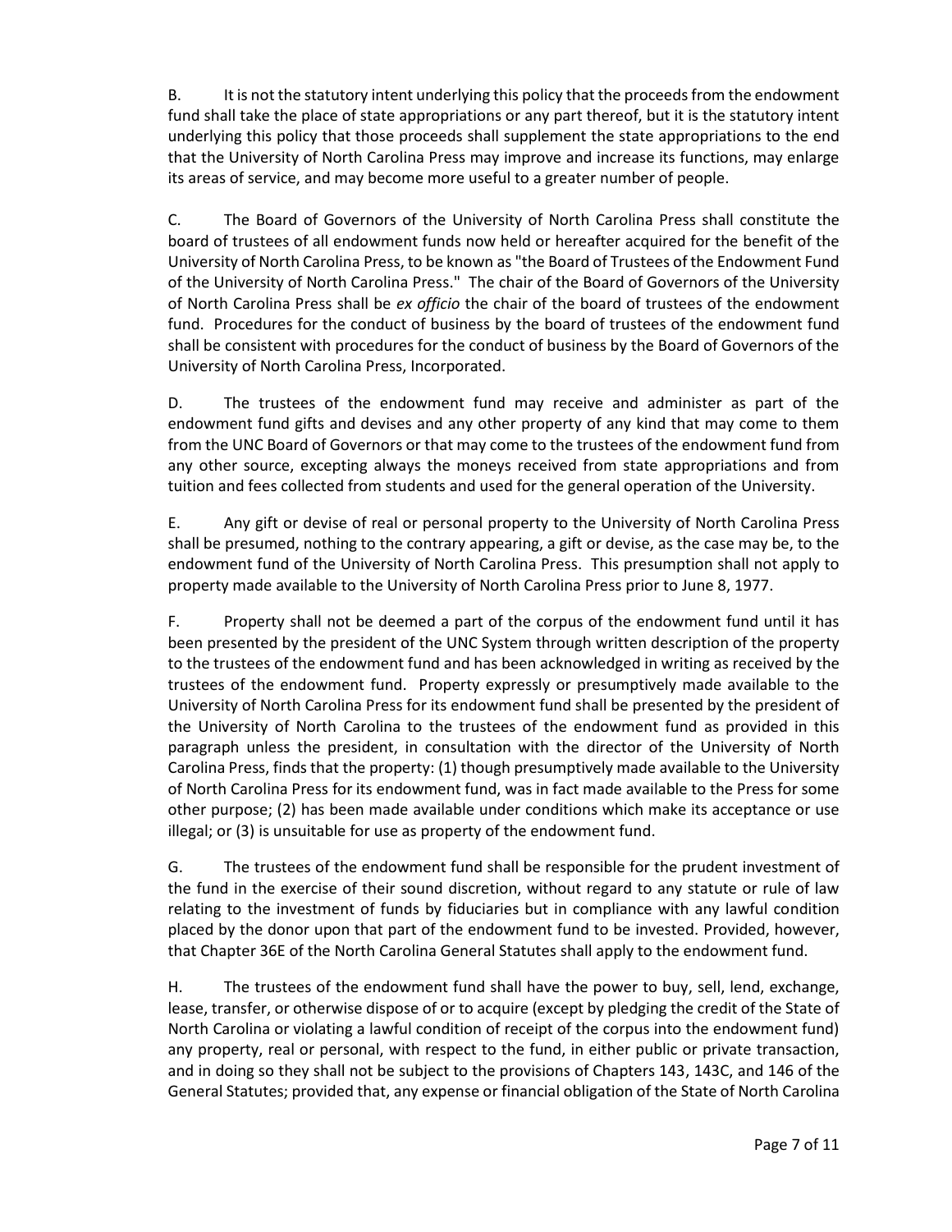B. It is not the statutory intent underlying this policy that the proceeds from the endowment fund shall take the place of state appropriations or any part thereof, but it is the statutory intent underlying this policy that those proceeds shall supplement the state appropriations to the end that the University of North Carolina Press may improve and increase its functions, may enlarge its areas of service, and may become more useful to a greater number of people.

C. The Board of Governors of the University of North Carolina Press shall constitute the board of trustees of all endowment funds now held or hereafter acquired for the benefit of the University of North Carolina Press, to be known as "the Board of Trustees of the Endowment Fund of the University of North Carolina Press." The chair of the Board of Governors of the University of North Carolina Press shall be *ex officio* the chair of the board of trustees of the endowment fund. Procedures for the conduct of business by the board of trustees of the endowment fund shall be consistent with procedures for the conduct of business by the Board of Governors of the University of North Carolina Press, Incorporated.

D. The trustees of the endowment fund may receive and administer as part of the endowment fund gifts and devises and any other property of any kind that may come to them from the UNC Board of Governors or that may come to the trustees of the endowment fund from any other source, excepting always the moneys received from state appropriations and from tuition and fees collected from students and used for the general operation of the University.

E. Any gift or devise of real or personal property to the University of North Carolina Press shall be presumed, nothing to the contrary appearing, a gift or devise, as the case may be, to the endowment fund of the University of North Carolina Press. This presumption shall not apply to property made available to the University of North Carolina Press prior to June 8, 1977.

F. Property shall not be deemed a part of the corpus of the endowment fund until it has been presented by the president of the UNC System through written description of the property to the trustees of the endowment fund and has been acknowledged in writing as received by the trustees of the endowment fund. Property expressly or presumptively made available to the University of North Carolina Press for its endowment fund shall be presented by the president of the University of North Carolina to the trustees of the endowment fund as provided in this paragraph unless the president, in consultation with the director of the University of North Carolina Press, finds that the property: (1) though presumptively made available to the University of North Carolina Press for its endowment fund, was in fact made available to the Press for some other purpose; (2) has been made available under conditions which make its acceptance or use illegal; or (3) is unsuitable for use as property of the endowment fund.

G. The trustees of the endowment fund shall be responsible for the prudent investment of the fund in the exercise of their sound discretion, without regard to any statute or rule of law relating to the investment of funds by fiduciaries but in compliance with any lawful condition placed by the donor upon that part of the endowment fund to be invested. Provided, however, that Chapter 36E of the North Carolina General Statutes shall apply to the endowment fund.

H. The trustees of the endowment fund shall have the power to buy, sell, lend, exchange, lease, transfer, or otherwise dispose of or to acquire (except by pledging the credit of the State of North Carolina or violating a lawful condition of receipt of the corpus into the endowment fund) any property, real or personal, with respect to the fund, in either public or private transaction, and in doing so they shall not be subject to the provisions of Chapters 143, 143C, and 146 of the General Statutes; provided that, any expense or financial obligation of the State of North Carolina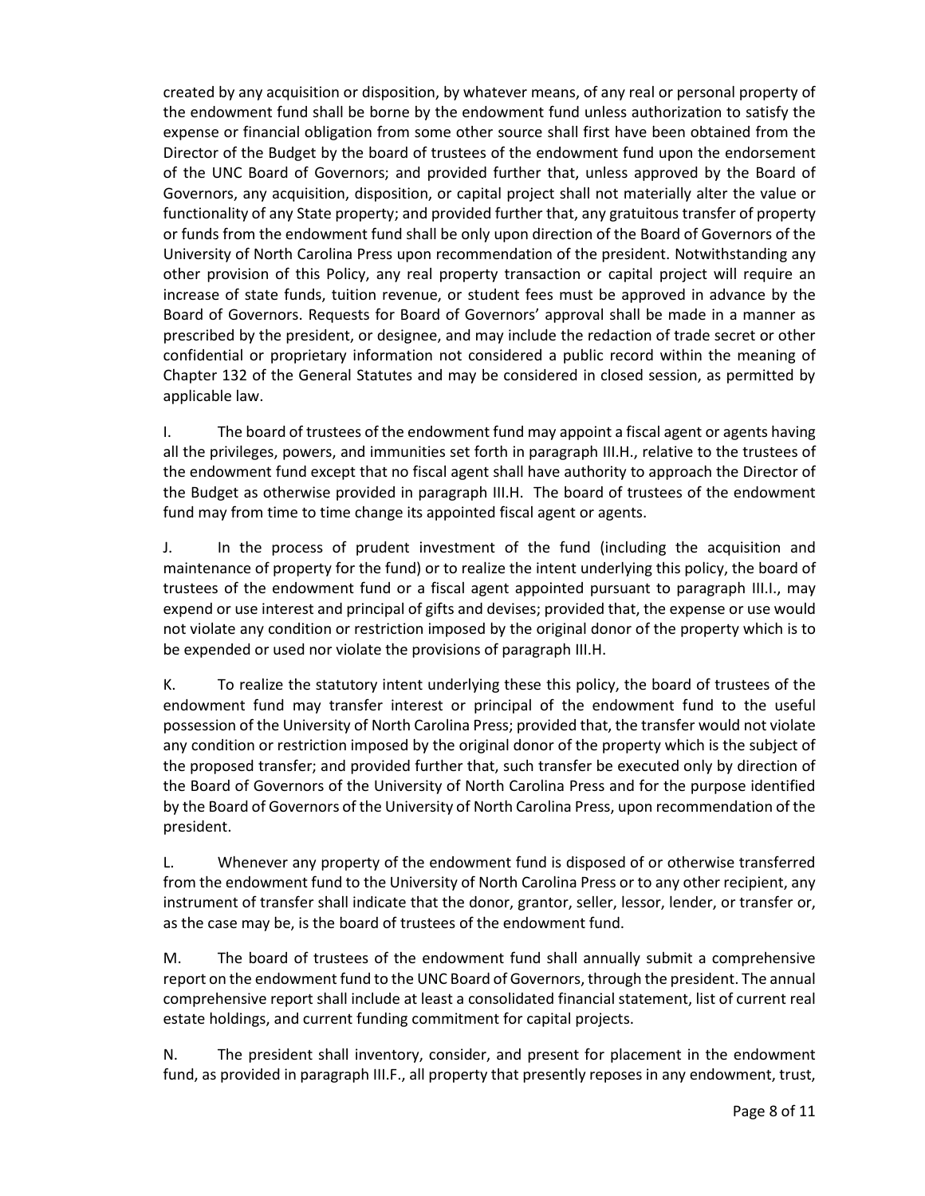created by any acquisition or disposition, by whatever means, of any real or personal property of the endowment fund shall be borne by the endowment fund unless authorization to satisfy the expense or financial obligation from some other source shall first have been obtained from the Director of the Budget by the board of trustees of the endowment fund upon the endorsement of the UNC Board of Governors; and provided further that, unless approved by the Board of Governors, any acquisition, disposition, or capital project shall not materially alter the value or functionality of any State property; and provided further that, any gratuitous transfer of property or funds from the endowment fund shall be only upon direction of the Board of Governors of the University of North Carolina Press upon recommendation of the president. Notwithstanding any other provision of this Policy, any real property transaction or capital project will require an increase of state funds, tuition revenue, or student fees must be approved in advance by the Board of Governors. Requests for Board of Governors' approval shall be made in a manner as prescribed by the president, or designee, and may include the redaction of trade secret or other confidential or proprietary information not considered a public record within the meaning of Chapter 132 of the General Statutes and may be considered in closed session, as permitted by applicable law.

I. The board of trustees of the endowment fund may appoint a fiscal agent or agents having all the privileges, powers, and immunities set forth in paragraph III.H., relative to the trustees of the endowment fund except that no fiscal agent shall have authority to approach the Director of the Budget as otherwise provided in paragraph III.H. The board of trustees of the endowment fund may from time to time change its appointed fiscal agent or agents.

J. In the process of prudent investment of the fund (including the acquisition and maintenance of property for the fund) or to realize the intent underlying this policy, the board of trustees of the endowment fund or a fiscal agent appointed pursuant to paragraph III.I., may expend or use interest and principal of gifts and devises; provided that, the expense or use would not violate any condition or restriction imposed by the original donor of the property which is to be expended or used nor violate the provisions of paragraph III.H.

K. To realize the statutory intent underlying these this policy, the board of trustees of the endowment fund may transfer interest or principal of the endowment fund to the useful possession of the University of North Carolina Press; provided that, the transfer would not violate any condition or restriction imposed by the original donor of the property which is the subject of the proposed transfer; and provided further that, such transfer be executed only by direction of the Board of Governors of the University of North Carolina Press and for the purpose identified by the Board of Governors of the University of North Carolina Press, upon recommendation of the president.

L. Whenever any property of the endowment fund is disposed of or otherwise transferred from the endowment fund to the University of North Carolina Press or to any other recipient, any instrument of transfer shall indicate that the donor, grantor, seller, lessor, lender, or transfer or, as the case may be, is the board of trustees of the endowment fund.

M. The board of trustees of the endowment fund shall annually submit a comprehensive report on the endowment fund to the UNC Board of Governors, through the president. The annual comprehensive report shall include at least a consolidated financial statement, list of current real estate holdings, and current funding commitment for capital projects.

N. The president shall inventory, consider, and present for placement in the endowment fund, as provided in paragraph III.F., all property that presently reposes in any endowment, trust,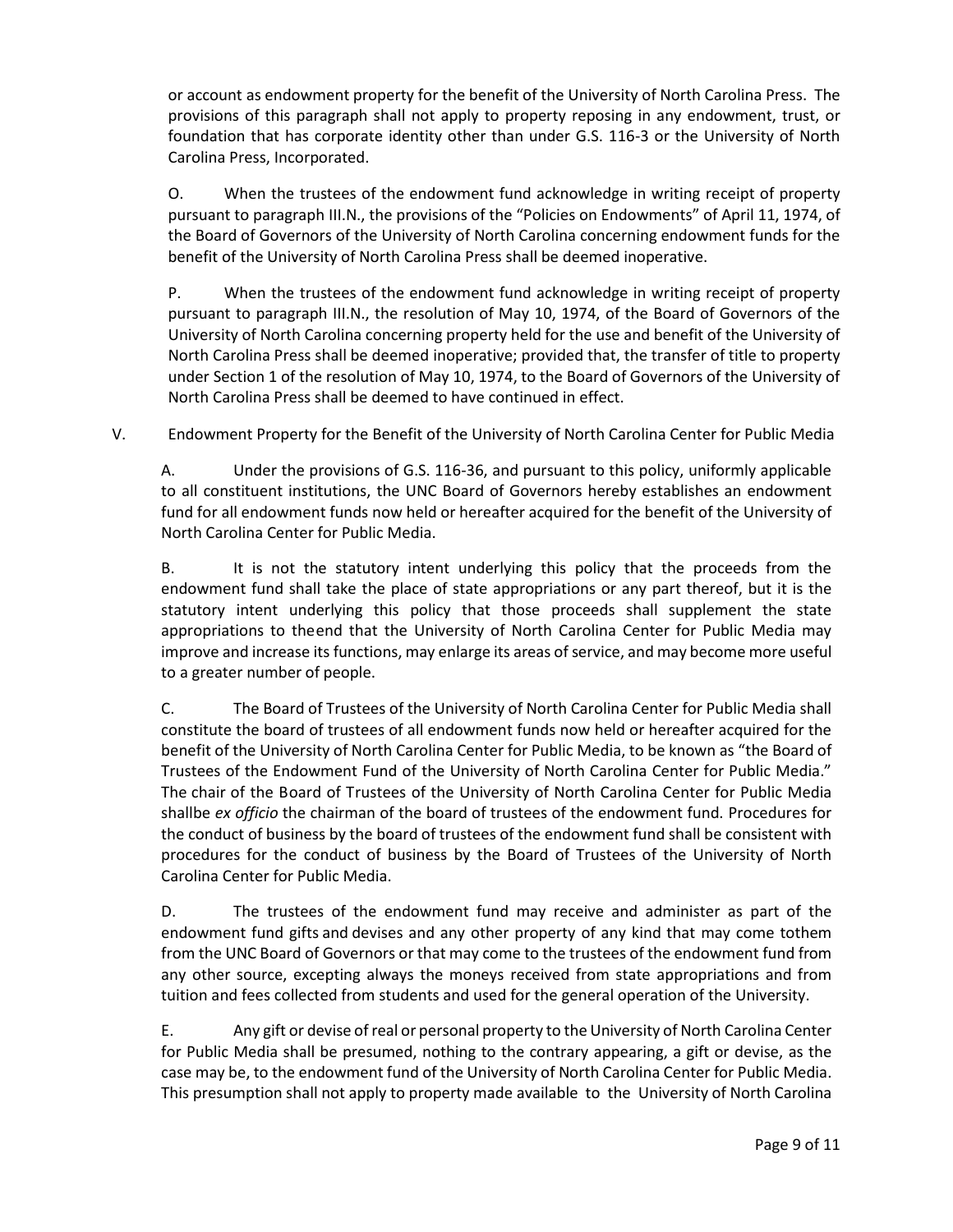or account as endowment property for the benefit of the University of North Carolina Press. The provisions of this paragraph shall not apply to property reposing in any endowment, trust, or foundation that has corporate identity other than under G.S. 116-3 or the University of North Carolina Press, Incorporated.

O. When the trustees of the endowment fund acknowledge in writing receipt of property pursuant to paragraph III.N., the provisions of the "Policies on Endowments" of April 11, 1974, of the Board of Governors of the University of North Carolina concerning endowment funds for the benefit of the University of North Carolina Press shall be deemed inoperative.

P. When the trustees of the endowment fund acknowledge in writing receipt of property pursuant to paragraph III.N., the resolution of May 10, 1974, of the Board of Governors of the University of North Carolina concerning property held for the use and benefit of the University of North Carolina Press shall be deemed inoperative; provided that, the transfer of title to property under Section 1 of the resolution of May 10, 1974, to the Board of Governors of the University of North Carolina Press shall be deemed to have continued in effect.

V. Endowment Property for the Benefit of the University of North Carolina Center for Public Media

A. Under the provisions of G.S. 116-36, and pursuant to this policy, uniformly applicable to all constituent institutions, the UNC Board of Governors hereby establishes an endowment fund for all endowment funds now held or hereafter acquired for the benefit of the University of North Carolina Center for Public Media.

B. It is not the statutory intent underlying this policy that the proceeds from the endowment fund shall take the place of state appropriations or any part thereof, but it is the statutory intent underlying this policy that those proceeds shall supplement the state appropriations to theend that the University of North Carolina Center for Public Media may improve and increase its functions, may enlarge its areas of service, and may become more useful to a greater number of people.

C. The Board of Trustees of the University of North Carolina Center for Public Media shall constitute the board of trustees of all endowment funds now held or hereafter acquired for the benefit of the University of North Carolina Center for Public Media, to be known as "the Board of Trustees of the Endowment Fund of the University of North Carolina Center for Public Media." The chair of the Board of Trustees of the University of North Carolina Center for Public Media shallbe *ex officio* the chairman of the board of trustees of the endowment fund. Procedures for the conduct of business by the board of trustees of the endowment fund shall be consistent with procedures for the conduct of business by the Board of Trustees of the University of North Carolina Center for Public Media.

D. The trustees of the endowment fund may receive and administer as part of the endowment fund gifts and devises and any other property of any kind that may come tothem from the UNC Board of Governors or that may come to the trustees of the endowment fund from any other source, excepting always the moneys received from state appropriations and from tuition and fees collected from students and used for the general operation of the University.

E. Any gift or devise of real or personal property to the University of North Carolina Center for Public Media shall be presumed, nothing to the contrary appearing, a gift or devise, as the case may be, to the endowment fund of the University of North Carolina Center for Public Media. This presumption shall not apply to property made available to the University of North Carolina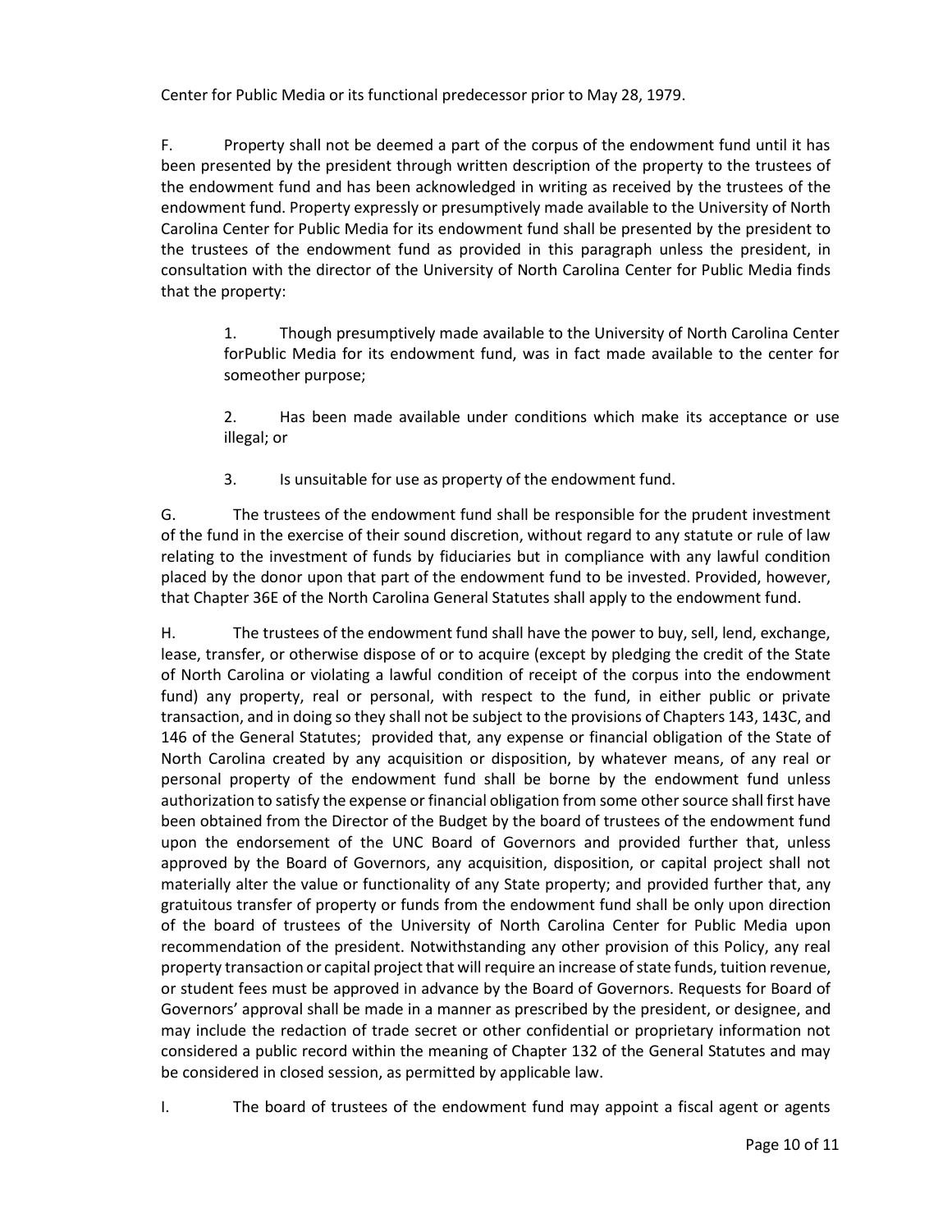Center for Public Media or its functional predecessor prior to May 28, 1979.

F. Property shall not be deemed a part of the corpus of the endowment fund until it has been presented by the president through written description of the property to the trustees of the endowment fund and has been acknowledged in writing as received by the trustees of the endowment fund. Property expressly or presumptively made available to the University of North Carolina Center for Public Media for its endowment fund shall be presented by the president to the trustees of the endowment fund as provided in this paragraph unless the president, in consultation with the director of the University of North Carolina Center for Public Media finds that the property:

> 1. Though presumptively made available to the University of North Carolina Center forPublic Media for its endowment fund, was in fact made available to the center for someother purpose;
>
> 2. Has been made available under conditions which make its acceptance or use illegal; or
>
> 3. Is unsuitable for use as property of the endowment fund.

G. The trustees of the endowment fund shall be responsible for the prudent investment of the fund in the exercise of their sound discretion, without regard to any statute or rule of law relating to the investment of funds by fiduciaries but in compliance with any lawful condition placed by the donor upon that part of the endowment fund to be invested. Provided, however, that Chapter 36E of the North Carolina General Statutes shall apply to the endowment fund.

H. The trustees of the endowment fund shall have the power to buy, sell, lend, exchange, lease, transfer, or otherwise dispose of or to acquire (except by pledging the credit of the State of North Carolina or violating a lawful condition of receipt of the corpus into the endowment fund) any property, real or personal, with respect to the fund, in either public or private transaction, and in doing so they shall not be subject to the provisions of Chapters 143, 143C, and 146 of the General Statutes; provided that, any expense or financial obligation of the State of North Carolina created by any acquisition or disposition, by whatever means, of any real or personal property of the endowment fund shall be borne by the endowment fund unless authorization to satisfy the expense or financial obligation from some other source shall first have been obtained from the Director of the Budget by the board of trustees of the endowment fund upon the endorsement of the UNC Board of Governors and provided further that, unless approved by the Board of Governors, any acquisition, disposition, or capital project shall not materially alter the value or functionality of any State property; and provided further that, any gratuitous transfer of property or funds from the endowment fund shall be only upon direction of the board of trustees of the University of North Carolina Center for Public Media upon recommendation of the president. Notwithstanding any other provision of this Policy, any real property transaction or capital project that will require an increase of state funds, tuition revenue, or student fees must be approved in advance by the Board of Governors. Requests for Board of Governors' approval shall be made in a manner as prescribed by the president, or designee, and may include the redaction of trade secret or other confidential or proprietary information not considered a public record within the meaning of Chapter 132 of the General Statutes and may be considered in closed session, as permitted by applicable law.

I. The board of trustees of the endowment fund may appoint a fiscal agent or agents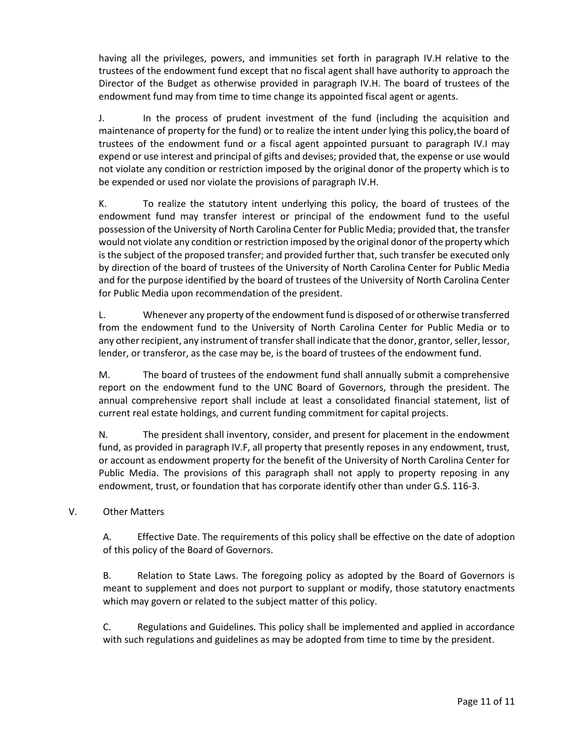having all the privileges, powers, and immunities set forth in paragraph IV.H relative to the trustees of the endowment fund except that no fiscal agent shall have authority to approach the Director of the Budget as otherwise provided in paragraph IV.H. The board of trustees of the endowment fund may from time to time change its appointed fiscal agent or agents.

J. In the process of prudent investment of the fund (including the acquisition and maintenance of property for the fund) or to realize the intent under lying this policy,the board of trustees of the endowment fund or a fiscal agent appointed pursuant to paragraph IV.I may expend or use interest and principal of gifts and devises; provided that, the expense or use would not violate any condition or restriction imposed by the original donor of the property which is to be expended or used nor violate the provisions of paragraph IV.H.

K. To realize the statutory intent underlying this policy, the board of trustees of the endowment fund may transfer interest or principal of the endowment fund to the useful possession of the University of North Carolina Center for Public Media; provided that, the transfer would not violate any condition or restriction imposed by the original donor of the property which is the subject of the proposed transfer; and provided further that, such transfer be executed only by direction of the board of trustees of the University of North Carolina Center for Public Media and for the purpose identified by the board of trustees of the University of North Carolina Center for Public Media upon recommendation of the president.

L. Whenever any property of the endowment fund is disposed of or otherwise transferred from the endowment fund to the University of North Carolina Center for Public Media or to any other recipient, any instrument of transfer shall indicate that the donor, grantor, seller, lessor, lender, or transferor, as the case may be, is the board of trustees of the endowment fund.

M. The board of trustees of the endowment fund shall annually submit a comprehensive report on the endowment fund to the UNC Board of Governors, through the president. The annual comprehensive report shall include at least a consolidated financial statement, list of current real estate holdings, and current funding commitment for capital projects.

N. The president shall inventory, consider, and present for placement in the endowment fund, as provided in paragraph IV.F, all property that presently reposes in any endowment, trust, or account as endowment property for the benefit of the University of North Carolina Center for Public Media. The provisions of this paragraph shall not apply to property reposing in any endowment, trust, or foundation that has corporate identify other than under G.S. 116-3.

V. Other Matters

A. Effective Date. The requirements of this policy shall be effective on the date of adoption of this policy of the Board of Governors.

B. Relation to State Laws. The foregoing policy as adopted by the Board of Governors is meant to supplement and does not purport to supplant or modify, those statutory enactments which may govern or related to the subject matter of this policy.

C. Regulations and Guidelines. This policy shall be implemented and applied in accordance with such regulations and guidelines as may be adopted from time to time by the president.